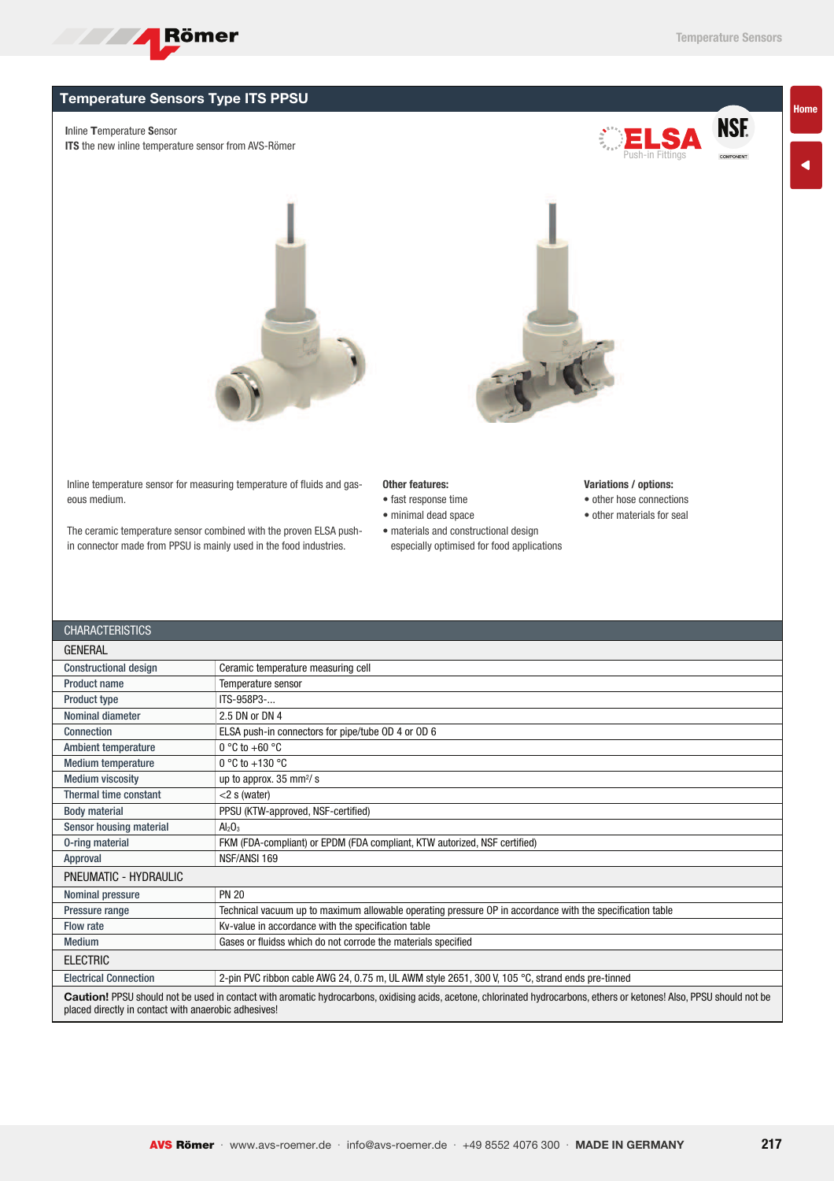# Temperature Sensors Type ITS PPSU

**I**nline **T**emperature **S**ensor
**ITS** the new inline temperature sensor from AVS-Römer

ELSA Push-in Fittings

NSF COMPONENT

Inline temperature sensor for measuring temperature of fluids and gaseous medium.

The ceramic temperature sensor combined with the proven ELSA push-in connector made from PPSU is mainly used in the food industries.

**Other features:**

- fast response time
- minimal dead space
- materials and constructional design especially optimised for food applications

**Variations / options:**

- other hose connections
- other materials for seal

| CHARACTERISTICS | |
|---|---|
| **GENERAL** | |
| Constructional design | Ceramic temperature measuring cell |
| Product name | Temperature sensor |
| Product type | ITS-958P3-... |
| Nominal diameter | 2.5 DN or DN 4 |
| Connection | ELSA push-in connectors for pipe/tube OD 4 or OD 6 |
| Ambient temperature | 0 °C to +60 °C |
| Medium temperature | 0 °C to +130 °C |
| Medium viscosity | up to approx. 35 mm²/ s |
| Thermal time constant | <2 s (water) |
| Body material | PPSU (KTW-approved, NSF-certified) |
| Sensor housing material | $Al_2O_3$ |
| O-ring material | FKM (FDA-compliant) or EPDM (FDA compliant, KTW autorized, NSF certified) |
| Approval | NSF/ANSI 169 |
| **PNEUMATIC - HYDRAULIC** | |
| Nominal pressure | PN 20 |
| Pressure range | Technical vacuum up to maximum allowable operating pressure OP in accordance with the specification table |
| Flow rate | Kv-value in accordance with the specification table |
| Medium | Gases or fluidss which do not corrode the materials specified |
| **ELECTRIC** | |
| Electrical Connection | 2-pin PVC ribbon cable AWG 24, 0.75 m, UL AWM style 2651, 300 V, 105 °C, strand ends pre-tinned |

**Caution!** PPSU should not be used in contact with aromatic hydrocarbons, oxidising acids, acetone, chlorinated hydrocarbons, ethers or ketones! Also, PPSU should not be placed directly in contact with anaerobic adhesives!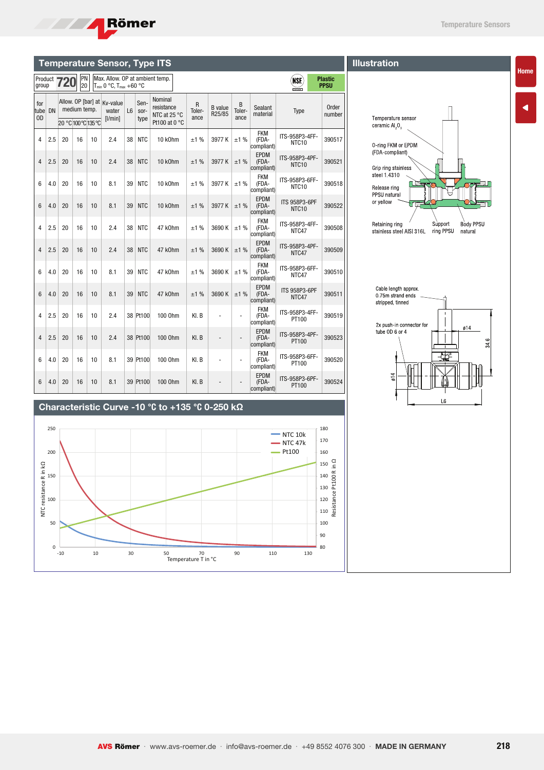## Temperature Sensor, Type ITS

| Product group | 720 | PN 20 | Max. Allow. OP at ambient temp. $T_{min}$ 0 °C, $T_{max}$ +60 °C | NSF | Plastic PPSU |
|---|---|---|---|---|---|

| for tube OD | DN | Allow. OP [bar] at medium temp. 20 °C | 100 °C | 135 °C | Kv-value water [l/min] | L6 | Sensor type | Nominal resistance NTC at 25 °C Pt100 at 0 °C | R Tolerance | B value R25/85 | B Tolerance | Sealant material | Type | Order number |
|---|---|---|---|---|---|---|---|---|---|---|---|---|---|---|
| 4 | 2.5 | 20 | 16 | 10 | 2.4 | 38 | NTC | 10 kOhm | ±1 % | 3977 K | ±1 % | FKM (FDA-compliant) | ITS-958P3-4FF-NTC10 | 390517 |
| 4 | 2.5 | 20 | 16 | 10 | 2.4 | 38 | NTC | 10 kOhm | ±1 % | 3977 K | ±1 % | EPDM (FDA-compliant) | ITS-958P3-4PF-NTC10 | 390521 |
| 6 | 4.0 | 20 | 16 | 10 | 8.1 | 39 | NTC | 10 kOhm | ±1 % | 3977 K | ±1 % | FKM (FDA-compliant) | ITS-958P3-6FF-NTC10 | 390518 |
| 6 | 4.0 | 20 | 16 | 10 | 8.1 | 39 | NTC | 10 kOhm | ±1 % | 3977 K | ±1 % | EPDM (FDA-compliant) | ITS 958P3-6PF NTC10 | 390522 |
| 4 | 2.5 | 20 | 16 | 10 | 2.4 | 38 | NTC | 47 kOhm | ±1 % | 3690 K | ±1 % | FKM (FDA-compliant) | ITS-958P3-4FF-NTC47 | 390508 |
| 4 | 2.5 | 20 | 16 | 10 | 2.4 | 38 | NTC | 47 kOhm | ±1 % | 3690 K | ±1 % | EPDM (FDA-compliant) | ITS-958P3-4PF-NTC47 | 390509 |
| 6 | 4.0 | 20 | 16 | 10 | 8.1 | 39 | NTC | 47 kOhm | ±1 % | 3690 K | ±1 % | FKM (FDA-compliant) | ITS-958P3-6FF-NTC47 | 390510 |
| 6 | 4.0 | 20 | 16 | 10 | 8.1 | 39 | NTC | 47 kOhm | ±1 % | 3690 K | ±1 % | EPDM (FDA-compliant) | ITS 958P3-6PF NTC47 | 390511 |
| 4 | 2.5 | 20 | 16 | 10 | 2.4 | 38 | Pt100 | 100 Ohm | Kl. B | - | - | FKM (FDA-compliant) | ITS-958P3-4FF-PT100 | 390519 |
| 4 | 2.5 | 20 | 16 | 10 | 2.4 | 38 | Pt100 | 100 Ohm | Kl. B | - | - | EPDM (FDA-compliant) | ITS-958P3-4PF-PT100 | 390523 |
| 6 | 4.0 | 20 | 16 | 10 | 8.1 | 39 | Pt100 | 100 Ohm | Kl. B | - | - | FKM (FDA-compliant) | ITS-958P3-6FF-PT100 | 390520 |
| 6 | 4.0 | 20 | 16 | 10 | 8.1 | 39 | Pt100 | 100 Ohm | Kl. B | - | - | EPDM (FDA-compliant) | ITS-958P3-6PF-PT100 | 390524 |

## Characteristic Curve -10 °C to +135 °C 0-250 kΩ

NTC 10k
NTC 47k
Pt100

NTC resistance R in kΩ: 0, 50, 100, 150, 200, 250

Resistance Pt100 R in Ω: 80, 90, 100, 110, 120, 130, 140, 150, 160, 170, 180

Temperature T in °C: -10, 10, 30, 50, 70, 90, 110, 130

## Illustration

Temperature sensor ceramic $Al_2O_3$

O-ring FKM or EPDM (FDA-compliant)

Grip ring stainless steel 1.4310

Release ring PPSU natural or yellow

Retaining ring stainless steel AISI 316L

Support ring PPSU

Body PPSU natural

Cable length approx. 0.75m strand ends stripped, tinned

2x push-in connector for tube OD 6 or 4

ø14

34.6

ø14

L6

AVS Römer · www.avs-roemer.de · info@avs-roemer.de · +49 8552 4076 300 · MADE IN GERMANY